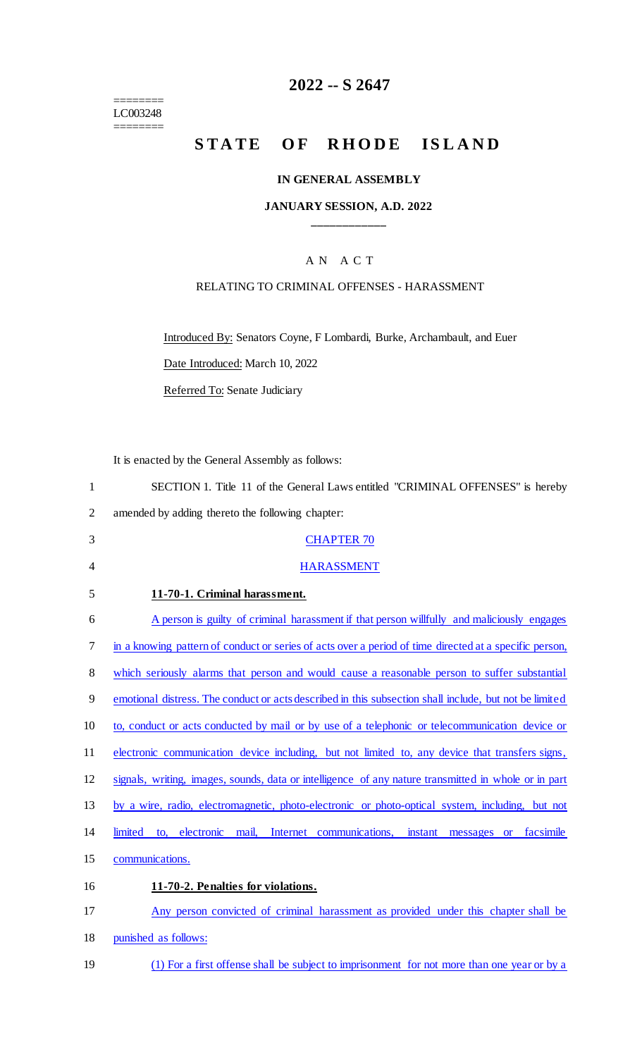========
LC003248
========

# 2022 -- S 2647

# STATE OF RHODE ISLAND

### IN GENERAL ASSEMBLY

### JANUARY SESSION, A.D. 2022

____________

A N A C T

RELATING TO CRIMINAL OFFENSES - HARASSMENT

Introduced By: Senators Coyne, F Lombardi, Burke, Archambault, and Euer

Date Introduced: March 10, 2022

Referred To: Senate Judiciary

It is enacted by the General Assembly as follows:

1 SECTION 1. Title 11 of the General Laws entitled "CRIMINAL OFFENSES" is hereby
2 amended by adding thereto the following chapter:

3 CHAPTER 70

4 HARASSMENT

5 **11-70-1. Criminal harassment.**

6 A person is guilty of criminal harassment if that person willfully and maliciously engages
7 in a knowing pattern of conduct or series of acts over a period of time directed at a specific person,
8 which seriously alarms that person and would cause a reasonable person to suffer substantial
9 emotional distress. The conduct or acts described in this subsection shall include, but not be limited
10 to, conduct or acts conducted by mail or by use of a telephonic or telecommunication device or
11 electronic communication device including, but not limited to, any device that transfers signs,
12 signals, writing, images, sounds, data or intelligence of any nature transmitted in whole or in part
13 by a wire, radio, electromagnetic, photo-electronic or photo-optical system, including, but not
14 limited to, electronic mail, Internet communications, instant messages or facsimile
15 communications.

16 **11-70-2. Penalties for violations.**

17 Any person convicted of criminal harassment as provided under this chapter shall be
18 punished as follows:

19 (1) For a first offense shall be subject to imprisonment for not more than one year or by a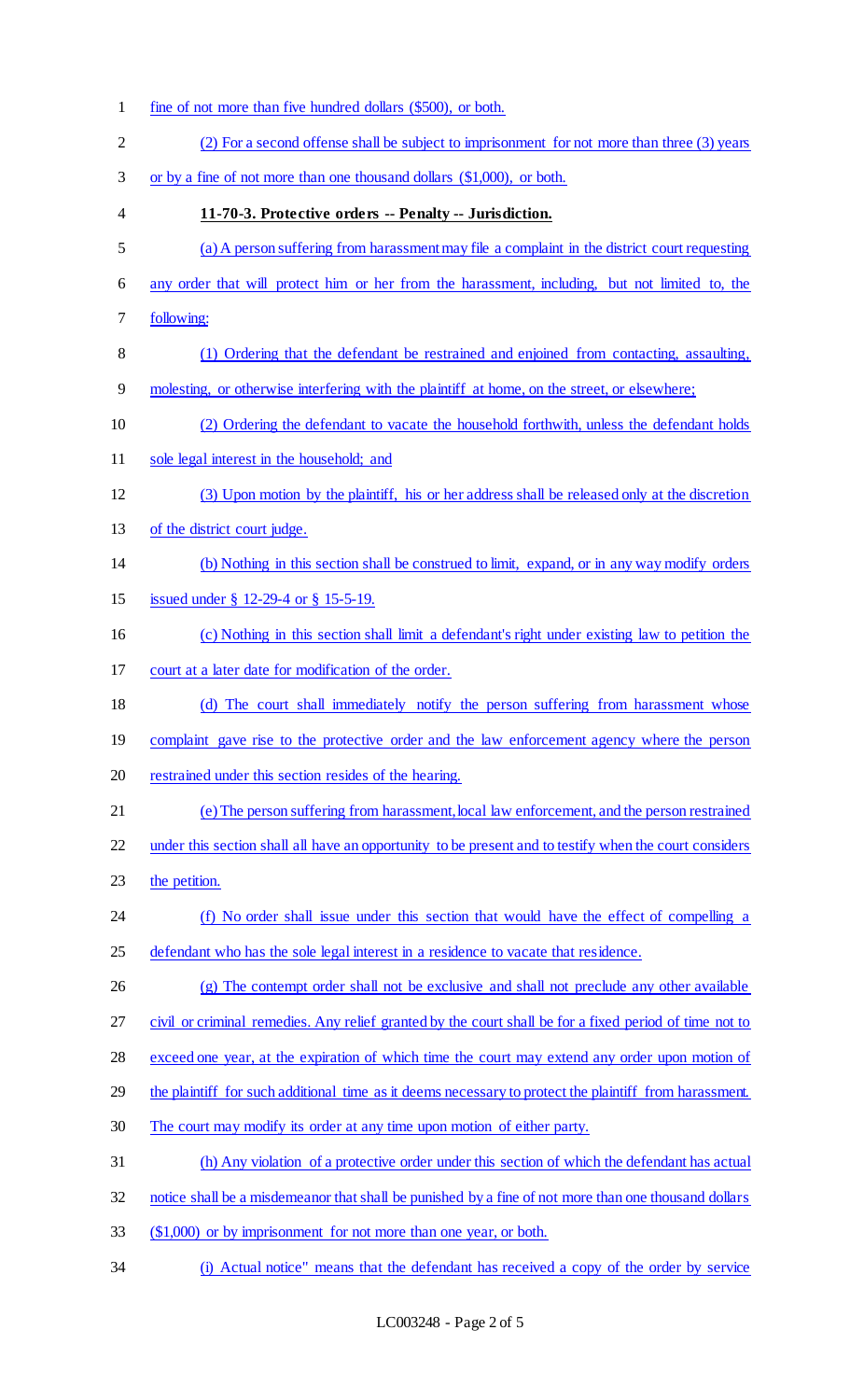fine of not more than five hundred dollars ($500), or both.

(2) For a second offense shall be subject to imprisonment for not more than three (3) years or by a fine of not more than one thousand dollars ($1,000), or both.

**11-70-3. Protective orders -- Penalty -- Jurisdiction.**

(a) A person suffering from harassment may file a complaint in the district court requesting any order that will protect him or her from the harassment, including, but not limited to, the following:

(1) Ordering that the defendant be restrained and enjoined from contacting, assaulting, molesting, or otherwise interfering with the plaintiff at home, on the street, or elsewhere;

(2) Ordering the defendant to vacate the household forthwith, unless the defendant holds sole legal interest in the household; and

(3) Upon motion by the plaintiff, his or her address shall be released only at the discretion of the district court judge.

(b) Nothing in this section shall be construed to limit, expand, or in any way modify orders issued under § 12-29-4 or § 15-5-19.

(c) Nothing in this section shall limit a defendant's right under existing law to petition the court at a later date for modification of the order.

(d) The court shall immediately notify the person suffering from harassment whose complaint gave rise to the protective order and the law enforcement agency where the person restrained under this section resides of the hearing.

(e) The person suffering from harassment, local law enforcement, and the person restrained under this section shall all have an opportunity to be present and to testify when the court considers the petition.

(f) No order shall issue under this section that would have the effect of compelling a defendant who has the sole legal interest in a residence to vacate that residence.

(g) The contempt order shall not be exclusive and shall not preclude any other available civil or criminal remedies. Any relief granted by the court shall be for a fixed period of time not to exceed one year, at the expiration of which time the court may extend any order upon motion of the plaintiff for such additional time as it deems necessary to protect the plaintiff from harassment. The court may modify its order at any time upon motion of either party.

(h) Any violation of a protective order under this section of which the defendant has actual notice shall be a misdemeanor that shall be punished by a fine of not more than one thousand dollars ($1,000) or by imprisonment for not more than one year, or both.

(i) Actual notice" means that the defendant has received a copy of the order by service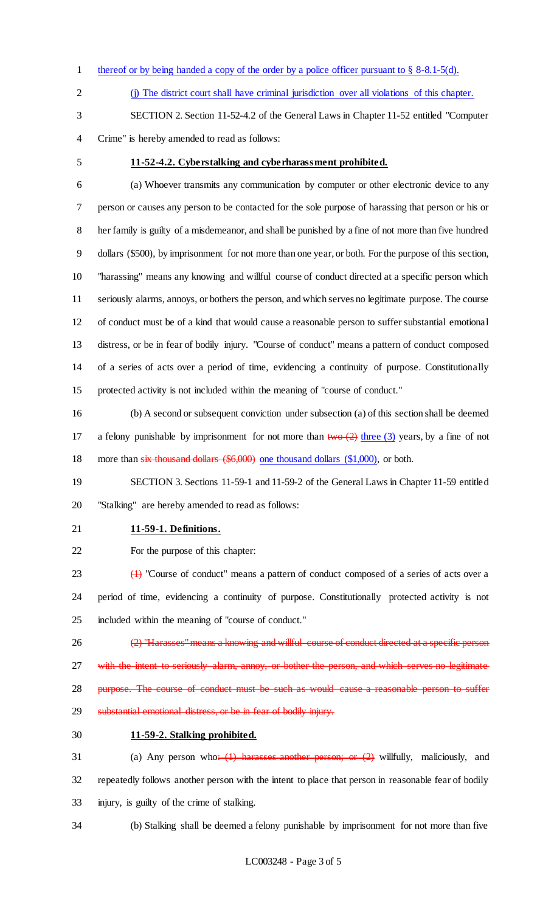thereof or by being handed a copy of the order by a police officer pursuant to § 8-8.1-5(d).

(j) The district court shall have criminal jurisdiction over all violations of this chapter.

SECTION 2. Section 11-52-4.2 of the General Laws in Chapter 11-52 entitled "Computer Crime" is hereby amended to read as follows:

**11-52-4.2. Cyberstalking and cyberharassment prohibited.**

(a) Whoever transmits any communication by computer or other electronic device to any person or causes any person to be contacted for the sole purpose of harassing that person or his or her family is guilty of a misdemeanor, and shall be punished by a fine of not more than five hundred dollars ($500), by imprisonment for not more than one year, or both. For the purpose of this section, "harassing" means any knowing and willful course of conduct directed at a specific person which seriously alarms, annoys, or bothers the person, and which serves no legitimate purpose. The course of conduct must be of a kind that would cause a reasonable person to suffer substantial emotional distress, or be in fear of bodily injury. "Course of conduct" means a pattern of conduct composed of a series of acts over a period of time, evidencing a continuity of purpose. Constitutionally protected activity is not included within the meaning of "course of conduct."

(b) A second or subsequent conviction under subsection (a) of this section shall be deemed a felony punishable by imprisonment for not more than ~~two (2)~~ three (3) years, by a fine of not more than ~~six thousand dollars ($6,000)~~ one thousand dollars ($1,000), or both.

SECTION 3. Sections 11-59-1 and 11-59-2 of the General Laws in Chapter 11-59 entitled "Stalking" are hereby amended to read as follows:

**11-59-1. Definitions.**

For the purpose of this chapter:

~~(1)~~ "Course of conduct" means a pattern of conduct composed of a series of acts over a period of time, evidencing a continuity of purpose. Constitutionally protected activity is not included within the meaning of "course of conduct."

~~(2) "Harasses" means a knowing and willful course of conduct directed at a specific person with the intent to seriously alarm, annoy, or bother the person, and which serves no legitimate purpose. The course of conduct must be such as would cause a reasonable person to suffer substantial emotional distress, or be in fear of bodily injury.~~

**11-59-2. Stalking prohibited.**

(a) Any person who~~: (1) harasses another person; or (2)~~ willfully, maliciously, and repeatedly follows another person with the intent to place that person in reasonable fear of bodily injury, is guilty of the crime of stalking.

(b) Stalking shall be deemed a felony punishable by imprisonment for not more than five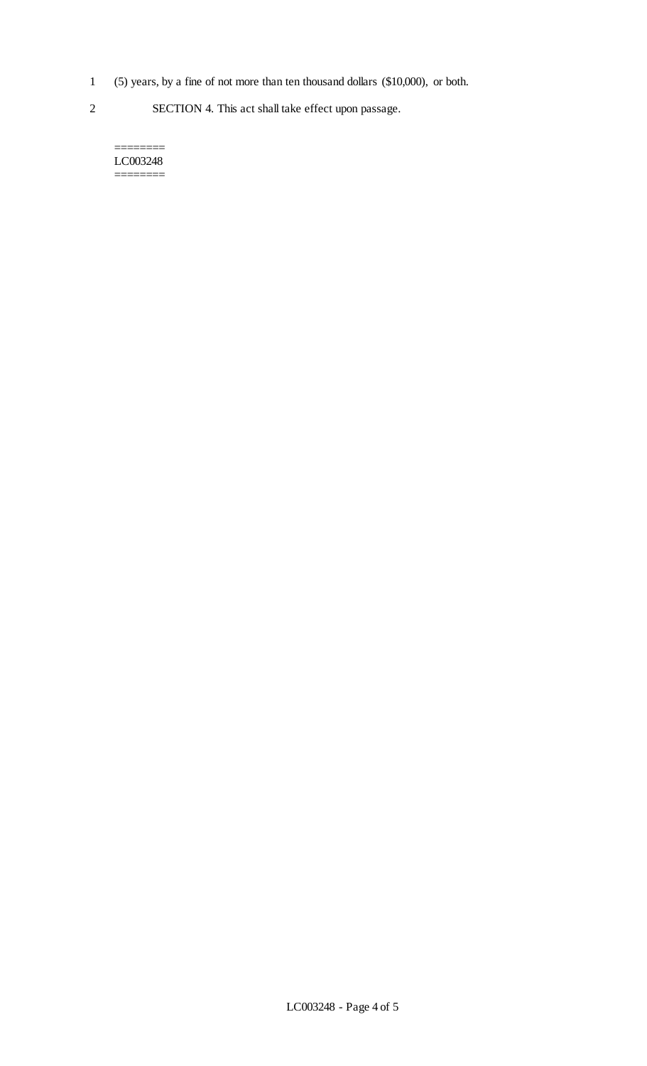(5) years, by a fine of not more than ten thousand dollars ($10,000), or both.

SECTION 4. This act shall take effect upon passage.

========
LC003248
========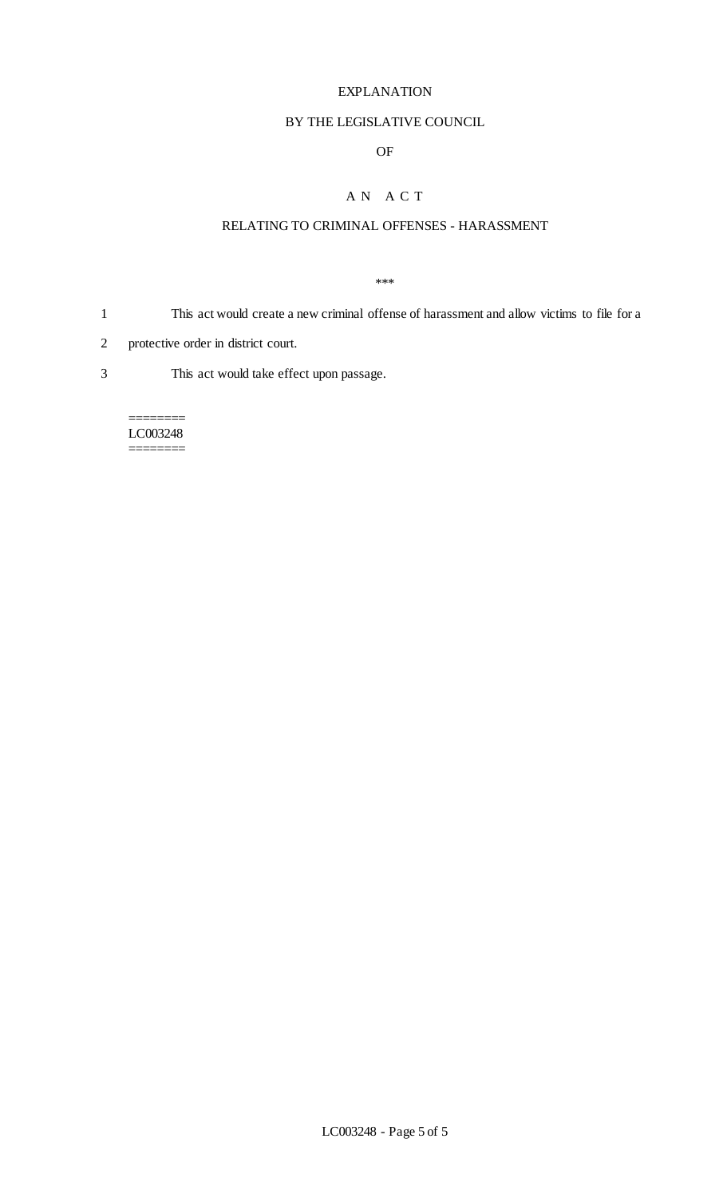EXPLANATION

BY THE LEGISLATIVE COUNCIL

OF

A N A C T

RELATING TO CRIMINAL OFFENSES - HARASSMENT

\*\*\*

1 This act would create a new criminal offense of harassment and allow victims to file for a

2 protective order in district court.

3 This act would take effect upon passage.

========
LC003248
========